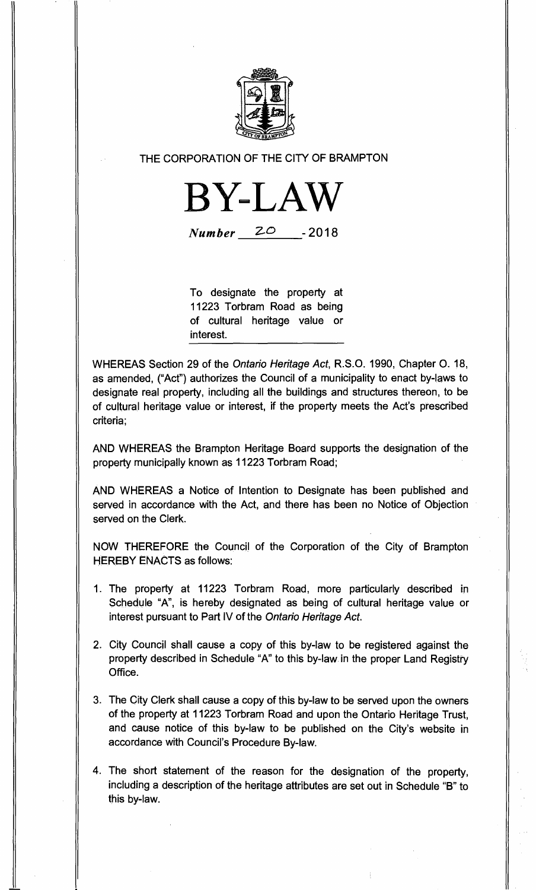THE CORPORATION OF THE CITY OF BRAMPTON

# BY-LAW

*Number* 20 - 2018

To designate the property at 11223 Torbram Road as being of cultural heritage value or interest.

WHEREAS Section 29 of the *Ontario Heritage Act*, R.S.O. 1990, Chapter O. 18, as amended, ("Act") authorizes the Council of a municipality to enact by-laws to designate real property, including all the buildings and structures thereon, to be of cultural heritage value or interest, if the property meets the Act's prescribed criteria;

AND WHEREAS the Brampton Heritage Board supports the designation of the property municipally known as 11223 Torbram Road;

AND WHEREAS a Notice of Intention to Designate has been published and served in accordance with the Act, and there has been no Notice of Objection served on the Clerk.

NOW THEREFORE the Council of the Corporation of the City of Brampton HEREBY ENACTS as follows:

1. The property at 11223 Torbram Road, more particularly described in Schedule "A", is hereby designated as being of cultural heritage value or interest pursuant to Part IV of the *Ontario Heritage Act*.

2. City Council shall cause a copy of this by-law to be registered against the property described in Schedule "A" to this by-law in the proper Land Registry Office.

3. The City Clerk shall cause a copy of this by-law to be served upon the owners of the property at 11223 Torbram Road and upon the Ontario Heritage Trust, and cause notice of this by-law to be published on the City's website in accordance with Council's Procedure By-law.

4. The short statement of the reason for the designation of the property, including a description of the heritage attributes are set out in Schedule "B" to this by-law.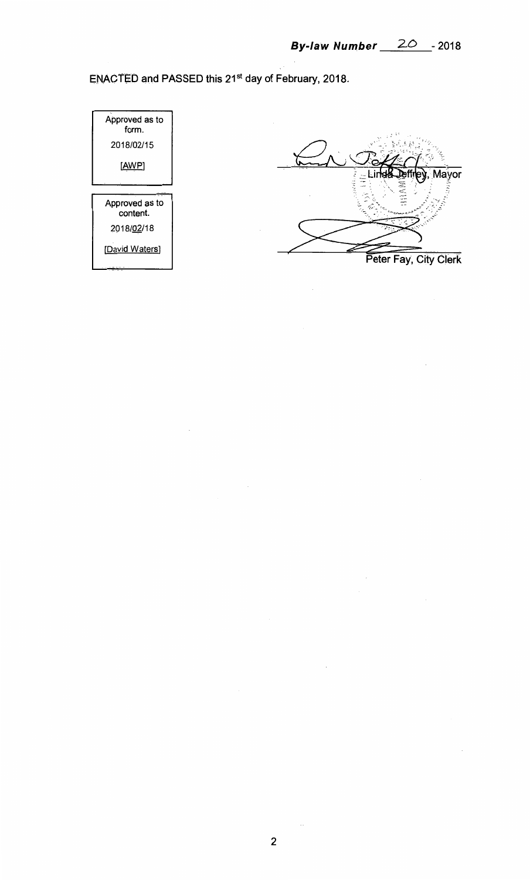**By-law Number 20 - 2018**

ENACTED and PASSED this 21st day of February, 2018.

| Approved as to form. |
| --- |
| 2018/02/15 |
| [AWP] |

| Approved as to content. |
| --- |
| 2018/02/18 |
| [David Waters] |

Linda Jeffrey, Mayor

Peter Fay, City Clerk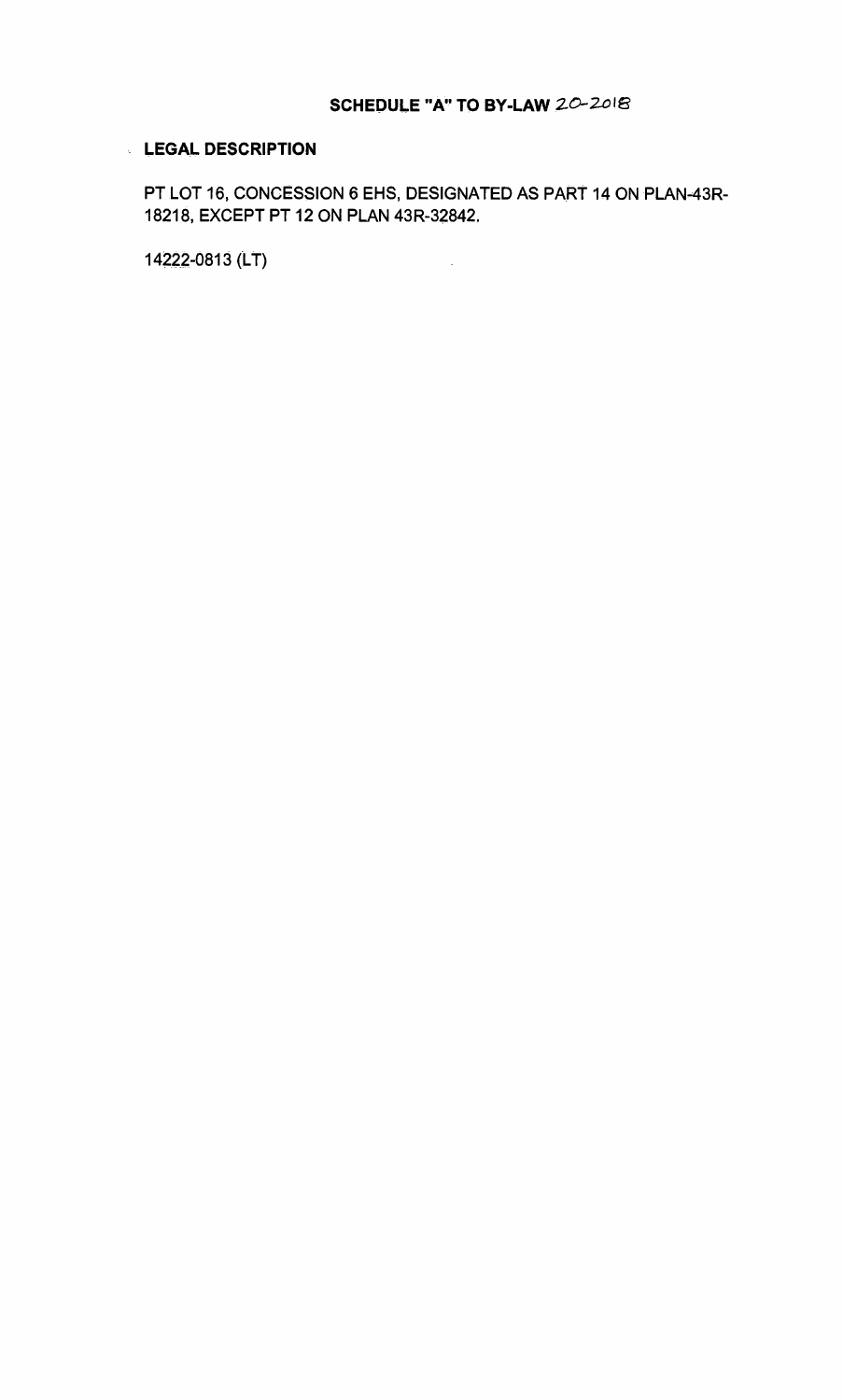# SCHEDULE "A" TO BY-LAW 20-2018

**LEGAL DESCRIPTION**

PT LOT 16, CONCESSION 6 EHS, DESIGNATED AS PART 14 ON PLAN-43R-18218, EXCEPT PT 12 ON PLAN 43R-32842.

14222-0813 (LT)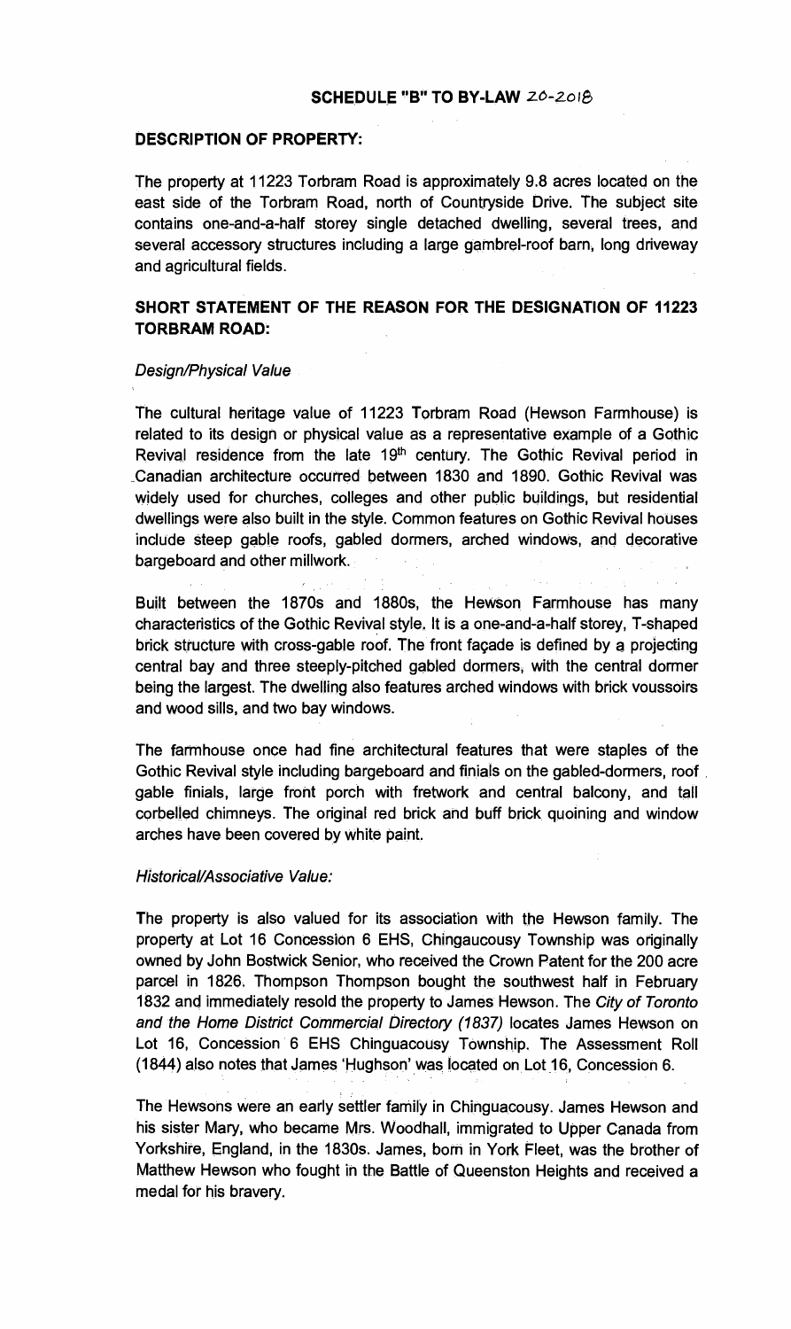## SCHEDULE "B" TO BY-LAW 20-2018

### DESCRIPTION OF PROPERTY:

The property at 11223 Torbram Road is approximately 9.8 acres located on the east side of the Torbram Road, north of Countryside Drive. The subject site contains one-and-a-half storey single detached dwelling, several trees, and several accessory structures including a large gambrel-roof barn, long driveway and agricultural fields.

### SHORT STATEMENT OF THE REASON FOR THE DESIGNATION OF 11223 TORBRAM ROAD:

*Design/Physical Value*

The cultural heritage value of 11223 Torbram Road (Hewson Farmhouse) is related to its design or physical value as a representative example of a Gothic Revival residence from the late 19th century. The Gothic Revival period in Canadian architecture occurred between 1830 and 1890. Gothic Revival was widely used for churches, colleges and other public buildings, but residential dwellings were also built in the style. Common features on Gothic Revival houses include steep gable roofs, gabled dormers, arched windows, and decorative bargeboard and other millwork.

Built between the 1870s and 1880s, the Hewson Farmhouse has many characteristics of the Gothic Revival style. It is a one-and-a-half storey, T-shaped brick structure with cross-gable roof. The front façade is defined by a projecting central bay and three steeply-pitched gabled dormers, with the central dormer being the largest. The dwelling also features arched windows with brick voussoirs and wood sills, and two bay windows.

The farmhouse once had fine architectural features that were staples of the Gothic Revival style including bargeboard and finials on the gabled-dormers, roof gable finials, large front porch with fretwork and central balcony, and tall corbelled chimneys. The original red brick and buff brick quoining and window arches have been covered by white paint.

*Historical/Associative Value:*

The property is also valued for its association with the Hewson family. The property at Lot 16 Concession 6 EHS, Chingaucousy Township was originally owned by John Bostwick Senior, who received the Crown Patent for the 200 acre parcel in 1826. Thompson Thompson bought the southwest half in February 1832 and immediately resold the property to James Hewson. The *City of Toronto and the Home District Commercial Directory (1837)* locates James Hewson on Lot 16, Concession 6 EHS Chinguacousy Township. The Assessment Roll (1844) also notes that James 'Hughson' was located on Lot 16, Concession 6.

The Hewsons were an early settler family in Chinguacousy. James Hewson and his sister Mary, who became Mrs. Woodhall, immigrated to Upper Canada from Yorkshire, England, in the 1830s. James, born in York Fleet, was the brother of Matthew Hewson who fought in the Battle of Queenston Heights and received a medal for his bravery.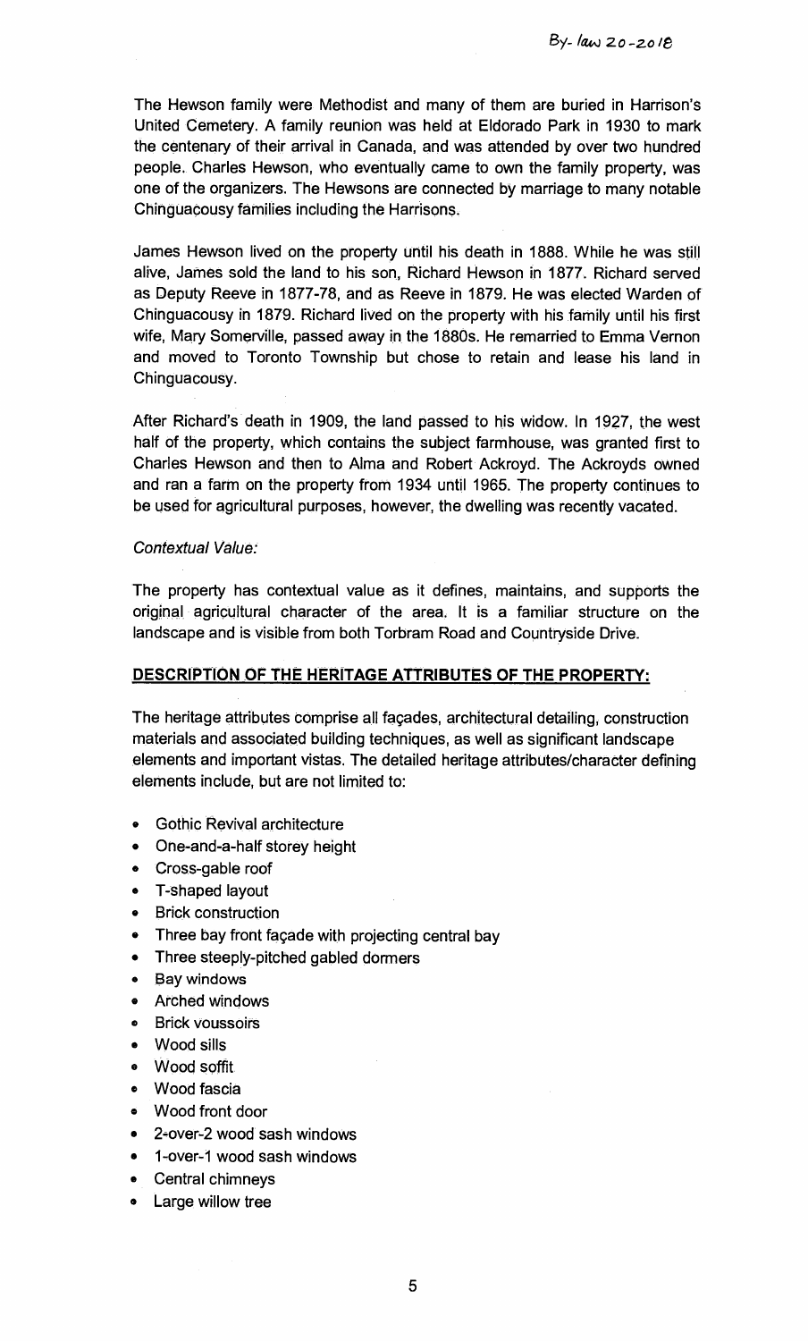The Hewson family were Methodist and many of them are buried in Harrison's United Cemetery. A family reunion was held at Eldorado Park in 1930 to mark the centenary of their arrival in Canada, and was attended by over two hundred people. Charles Hewson, who eventually came to own the family property, was one of the organizers. The Hewsons are connected by marriage to many notable Chinguacousy families including the Harrisons.

James Hewson lived on the property until his death in 1888. While he was still alive, James sold the land to his son, Richard Hewson in 1877. Richard served as Deputy Reeve in 1877-78, and as Reeve in 1879. He was elected Warden of Chinguacousy in 1879. Richard lived on the property with his family until his first wife, Mary Somerville, passed away in the 1880s. He remarried to Emma Vernon and moved to Toronto Township but chose to retain and lease his land in Chinguacousy.

After Richard's death in 1909, the land passed to his widow. In 1927, the west half of the property, which contains the subject farmhouse, was granted first to Charles Hewson and then to Alma and Robert Ackroyd. The Ackroyds owned and ran a farm on the property from 1934 until 1965. The property continues to be used for agricultural purposes, however, the dwelling was recently vacated.

*Contextual Value:*

The property has contextual value as it defines, maintains, and supports the original agricultural character of the area. It is a familiar structure on the landscape and is visible from both Torbram Road and Countryside Drive.

## DESCRIPTION OF THE HERITAGE ATTRIBUTES OF THE PROPERTY:

The heritage attributes comprise all façades, architectural detailing, construction materials and associated building techniques, as well as significant landscape elements and important vistas. The detailed heritage attributes/character defining elements include, but are not limited to:

- Gothic Revival architecture
- One-and-a-half storey height
- Cross-gable roof
- T-shaped layout
- Brick construction
- Three bay front façade with projecting central bay
- Three steeply-pitched gabled dormers
- Bay windows
- Arched windows
- Brick voussoirs
- Wood sills
- Wood soffit
- Wood fascia
- Wood front door
- 2-over-2 wood sash windows
- 1-over-1 wood sash windows
- Central chimneys
- Large willow tree